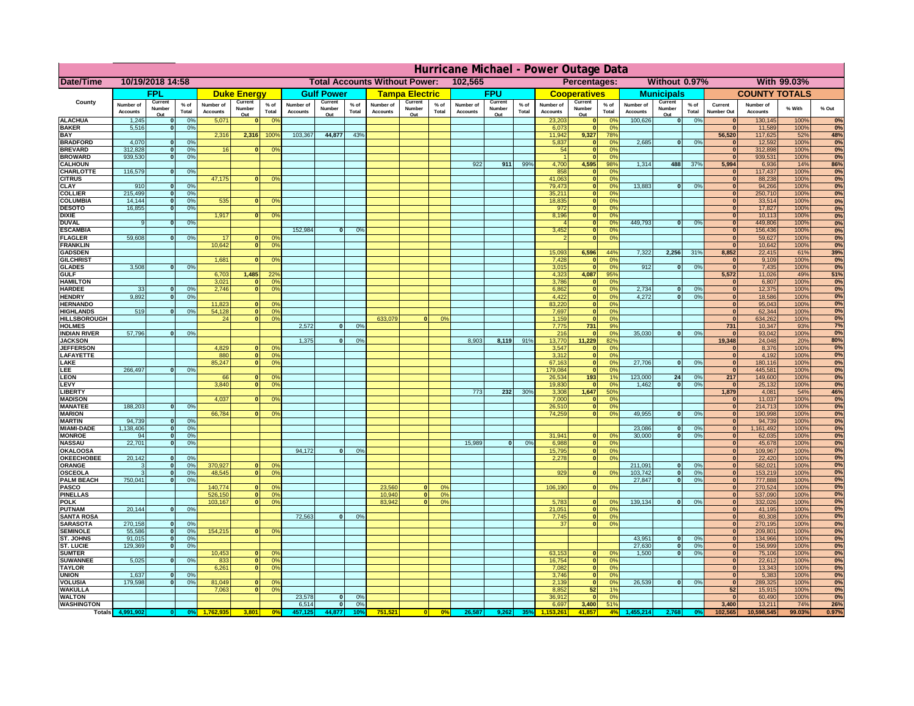# Hurricane Michael - Power Outage Data

| Date/Time | 10/19/2018 14:58 | | | | | | Total Accounts Without Power: | | | 102,565 | | | | | | Percentages: | | | Without 0.97% | | | With 99.03% | | | |
|---|---|---|---|---|---|---|---|---|---|---|---|---|---|---|---|---|---|---|---|---|---|---|---|---|---|
| County | FPL | | | Duke Energy | | | Gulf Power | | | Tampa Electric | | | FPU | | | Cooperatives | | | Municipals | | | COUNTY TOTALS | | | |
| | Number of Accounts | Current Number Out | % of Total | Number of Accounts | Current Number Out | % of Total | Number of Accounts | Current Number Out | % of Total | Number of Accounts | Current Number Out | % of Total | Number of Accounts | Current Number Out | % of Total | Number of Accounts | Current Number Out | % of Total | Number of Accounts | Current Number Out | % of Total | Current Number Out | Number of Accounts | % With | % Out |
| ALACHUA | 1,245 | 0 | 0% | 5,071 | 0 | 0% | | | | | | | | | | 23,203 | 0 | 0% | 100,626 | 0 | 0% | 0 | 130,145 | 100% | 0% |
| BAKER | 5,516 | 0 | 0% | | | | | | | | | | | | | 6,073 | 0 | 0% | | | | 0 | 11,589 | 100% | 0% |
| BAY | | | | 2,316 | 2,316 | 100% | 103,367 | 44,877 | 43% | | | | | | | 11,942 | 9,327 | 78% | | | | 56,520 | 117,625 | 52% | 48% |
| BRADFORD | 4,070 | 0 | 0% | | | | | | | | | | | | | 5,837 | 0 | 0% | 2,685 | 0 | 0% | 0 | 12,592 | 100% | 0% |
| BREVARD | 312,828 | 0 | 0% | 16 | 0 | 0% | | | | | | | | | | 54 | 0 | 0% | | | | 0 | 312,898 | 100% | 0% |
| BROWARD | 939,530 | 0 | 0% | | | | | | | | | | | | | 1 | 0 | 0% | | | | 0 | 939,531 | 100% | 0% |
| CALHOUN | | | | | | | | | | | | | 922 | 911 | 99% | 4,700 | 4,595 | 98% | 1,314 | 488 | 37% | 5,994 | 6,936 | 14% | 86% |
| CHARLOTTE | 116,579 | 0 | 0% | | | | | | | | | | | | | 858 | 0 | 0% | | | | 0 | 117,437 | 100% | 0% |
| CITRUS | | | | 47,175 | 0 | 0% | | | | | | | | | | 41,063 | 0 | 0% | | | | 0 | 88,238 | 100% | 0% |
| CLAY | 910 | 0 | 0% | | | | | | | | | | | | | 79,473 | 0 | 0% | 13,883 | 0 | 0% | 0 | 94,266 | 100% | 0% |
| COLLIER | 215,499 | 0 | 0% | | | | | | | | | | | | | 35,211 | 0 | 0% | | | | 0 | 250,710 | 100% | 0% |
| COLUMBIA | 14,144 | 0 | 0% | 535 | 0 | 0% | | | | | | | | | | 18,835 | 0 | 0% | | | | 0 | 33,514 | 100% | 0% |
| DESOTO | 16,855 | 0 | 0% | | | | | | | | | | | | | 972 | 0 | 0% | | | | 0 | 17,827 | 100% | 0% |
| DIXIE | | | | 1,917 | 0 | 0% | | | | | | | | | | 8,196 | 0 | 0% | | | | 0 | 10,113 | 100% | 0% |
| DUVAL | 9 | 0 | 0% | | | | | | | | | | | | | 4 | 0 | 0% | 449,793 | 0 | 0% | 0 | 449,806 | 100% | 0% |
| ESCAMBIA | | | | | | | 152,984 | 0 | 0% | | | | | | | 3,452 | 0 | 0% | | | | 0 | 156,436 | 100% | 0% |
| FLAGLER | 59,608 | 0 | 0% | 17 | 0 | 0% | | | | | | | | | | 2 | 0 | 0% | | | | 0 | 59,627 | 100% | 0% |
| FRANKLIN | | | | 10,642 | 0 | 0% | | | | | | | | | | | | | | | | 0 | 10,642 | 100% | 0% |
| GADSDEN | | | | | | | | | | | | | | | | 15,093 | 6,596 | 44% | 7,322 | 2,256 | 31% | 8,852 | 22,415 | 61% | 39% |
| GILCHRIST | | | | 1,681 | 0 | 0% | | | | | | | | | | 7,428 | 0 | 0% | | | | 0 | 9,109 | 100% | 0% |
| GLADES | 3,508 | 0 | 0% | | | | | | | | | | | | | 3,015 | 0 | 0% | 912 | 0 | 0% | 0 | 7,435 | 100% | 0% |
| GULF | | | | 6,703 | 1,485 | 22% | | | | | | | | | | 4,323 | 4,087 | 95% | | | | 5,572 | 11,026 | 49% | 51% |
| HAMILTON | | | | 3,021 | 0 | 0% | | | | | | | | | | 3,786 | 0 | 0% | | | | 0 | 6,807 | 100% | 0% |
| HARDEE | 33 | 0 | 0% | 2,746 | 0 | 0% | | | | | | | | | | 6,862 | 0 | 0% | 2,734 | 0 | 0% | 0 | 12,375 | 100% | 0% |
| HENDRY | 9,892 | 0 | 0% | | | | | | | | | | | | | 4,422 | 0 | 0% | 4,272 | 0 | 0% | 0 | 18,586 | 100% | 0% |
| HERNANDO | | | | 11,823 | 0 | 0% | | | | | | | | | | 83,220 | 0 | 0% | | | | 0 | 95,043 | 100% | 0% |
| HIGHLANDS | 519 | 0 | 0% | 54,128 | 0 | 0% | | | | | | | | | | 7,697 | 0 | 0% | | | | 0 | 62,344 | 100% | 0% |
| HILLSBOROUGH | | | | 24 | 0 | 0% | | | | 633,079 | 0 | 0% | | | | 1,159 | 0 | 0% | | | | 0 | 634,262 | 100% | 0% |
| HOLMES | | | | | | | 2,572 | 0 | 0% | | | | | | | 7,775 | 731 | 9% | | | | 731 | 10,347 | 93% | 7% |
| INDIAN RIVER | 57,796 | 0 | 0% | | | | | | | | | | | | | 216 | 0 | 0% | 35,030 | 0 | 0% | 0 | 93,042 | 100% | 0% |
| JACKSON | | | | | | | 1,375 | 0 | 0% | | | | 8,903 | 8,119 | 91% | 13,770 | 11,229 | 82% | | | | 19,348 | 24,048 | 20% | 80% |
| JEFFERSON | | | | 4,829 | 0 | 0% | | | | | | | | | | 3,547 | 0 | 0% | | | | 0 | 8,376 | 100% | 0% |
| LAFAYETTE | | | | 880 | 0 | 0% | | | | | | | | | | 3,312 | 0 | 0% | | | | 0 | 4,192 | 100% | 0% |
| LAKE | | | | 85,247 | 0 | 0% | | | | | | | | | | 67,163 | 0 | 0% | 27,706 | 0 | 0% | 0 | 180,116 | 100% | 0% |
| LEE | 266,497 | 0 | 0% | | | | | | | | | | | | | 179,084 | 0 | 0% | | | | 0 | 445,581 | 100% | 0% |
| LEON | | | | 66 | 0 | 0% | | | | | | | | | | 26,534 | 193 | 1% | 123,000 | 24 | 0% | 217 | 149,600 | 100% | 0% |
| LEVY | | | | 3,840 | 0 | 0% | | | | | | | | | | 19,830 | 0 | 0% | 1,462 | 0 | 0% | 0 | 25,132 | 100% | 0% |
| LIBERTY | | | | | | | | | | | | | 773 | 232 | 30% | 3,308 | 1,647 | 50% | | | | 1,879 | 4,081 | 54% | 46% |
| MADISON | | | | 4,037 | 0 | 0% | | | | | | | | | | 7,000 | 0 | 0% | | | | 0 | 11,037 | 100% | 0% |
| MANATEE | 188,203 | 0 | 0% | | | | | | | | | | | | | 26,510 | 0 | 0% | | | | 0 | 214,713 | 100% | 0% |
| MARION | | | | 66,784 | 0 | 0% | | | | | | | | | | 74,259 | 0 | 0% | 49,955 | 0 | 0% | 0 | 190,998 | 100% | 0% |
| MARTIN | 94,739 | 0 | 0% | | | | | | | | | | | | | | | | | | | 0 | 94,739 | 100% | 0% |
| MIAMI-DADE | 1,138,406 | 0 | 0% | | | | | | | | | | | | | | | | 23,086 | 0 | 0% | 0 | 1,161,492 | 100% | 0% |
| MONROE | 94 | 0 | 0% | | | | | | | | | | | | | 31,941 | 0 | 0% | 30,000 | 0 | 0% | 0 | 62,035 | 100% | 0% |
| NASSAU | 22,701 | 0 | 0% | | | | | | | | | | 15,989 | 0 | 0% | 6,988 | 0 | 0% | | | | 0 | 45,678 | 100% | 0% |
| OKALOOSA | | | | | | | 94,172 | 0 | 0% | | | | | | | 15,795 | 0 | 0% | | | | 0 | 109,967 | 100% | 0% |
| OKEECHOBEE | 20,142 | 0 | 0% | | | | | | | | | | | | | 2,278 | 0 | 0% | | | | 0 | 22,420 | 100% | 0% |
| ORANGE | 3 | 0 | 0% | 370,927 | 0 | 0% | | | | | | | | | | | | | 211,091 | 0 | 0% | 0 | 582,021 | 100% | 0% |
| OSCEOLA | 3 | 0 | 0% | 48,545 | 0 | 0% | | | | | | | | | | 929 | 0 | 0% | 103,742 | 0 | 0% | 0 | 153,219 | 100% | 0% |
| PALM BEACH | 750,041 | 0 | 0% | | | | | | | | | | | | | | | | 27,847 | 0 | 0% | 0 | 777,888 | 100% | 0% |
| PASCO | | | | 140,774 | 0 | 0% | | | | 23,560 | 0 | 0% | | | | 106,190 | 0 | 0% | | | | 0 | 270,524 | 100% | 0% |
| PINELLAS | | | | 526,150 | 0 | 0% | | | | 10,940 | 0 | 0% | | | | | | | | | | 0 | 537,090 | 100% | 0% |
| POLK | | | | 103,167 | 0 | 0% | | | | 83,942 | 0 | 0% | | | | 5,783 | 0 | 0% | 139,134 | 0 | 0% | 0 | 332,026 | 100% | 0% |
| PUTNAM | 20,144 | 0 | 0% | | | | | | | | | | | | | 21,051 | 0 | 0% | | | | 0 | 41,195 | 100% | 0% |
| SANTA ROSA | | | | | | | 72,563 | 0 | 0% | | | | | | | 7,745 | 0 | 0% | | | | 0 | 80,308 | 100% | 0% |
| SARASOTA | 270,158 | 0 | 0% | | | | | | | | | | | | | 37 | 0 | 0% | | | | 0 | 270,195 | 100% | 0% |
| SEMINOLE | 55,586 | 0 | 0% | 154,215 | 0 | 0% | | | | | | | | | | | | | | | | 0 | 209,801 | 100% | 0% |
| ST. JOHNS | 91,015 | 0 | 0% | | | | | | | | | | | | | | | | 43,951 | 0 | 0% | 0 | 134,966 | 100% | 0% |
| ST. LUCIE | 129,369 | 0 | 0% | | | | | | | | | | | | | | | | 27,630 | 0 | 0% | 0 | 156,999 | 100% | 0% |
| SUMTER | | | | 10,453 | 0 | 0% | | | | | | | | | | 63,153 | 0 | 0% | 1,500 | 0 | 0% | 0 | 75,106 | 100% | 0% |
| SUWANNEE | 5,025 | 0 | 0% | 833 | 0 | 0% | | | | | | | | | | 16,754 | 0 | 0% | | | | 0 | 22,612 | 100% | 0% |
| TAYLOR | | | | 6,261 | 0 | 0% | | | | | | | | | | 7,082 | 0 | 0% | | | | 0 | 13,343 | 100% | 0% |
| UNION | 1,637 | 0 | 0% | | | | | | | | | | | | | 3,746 | 0 | 0% | | | | 0 | 5,383 | 100% | 0% |
| VOLUSIA | 179,598 | 0 | 0% | 81,049 | 0 | 0% | | | | | | | | | | 2,139 | 0 | 0% | 26,539 | 0 | 0% | 0 | 289,325 | 100% | 0% |
| WAKULLA | | | | 7,063 | 0 | 0% | | | | | | | | | | 8,852 | 52 | 1% | | | | 52 | 15,915 | 100% | 0% |
| WALTON | | | | | | | 23,578 | 0 | 0% | | | | | | | 36,912 | 0 | 0% | | | | 0 | 60,490 | 100% | 0% |
| WASHINGTON | | | | | | | 6,514 | 0 | 0% | | | | | | | 6,697 | 3,400 | 51% | | | | 3,400 | 13,211 | 74% | 26% |
| Totals | 4,991,902 | 0 | 0% | 1,762,935 | 3,801 | 0% | 457,125 | 44,877 | 10% | 751,521 | 0 | 0% | 26,587 | 9,262 | 35% | 1,153,261 | 41,857 | 4% | 1,455,214 | 2,768 | 0% | 102,565 | 10,598,545 | 99.03% | 0.97% |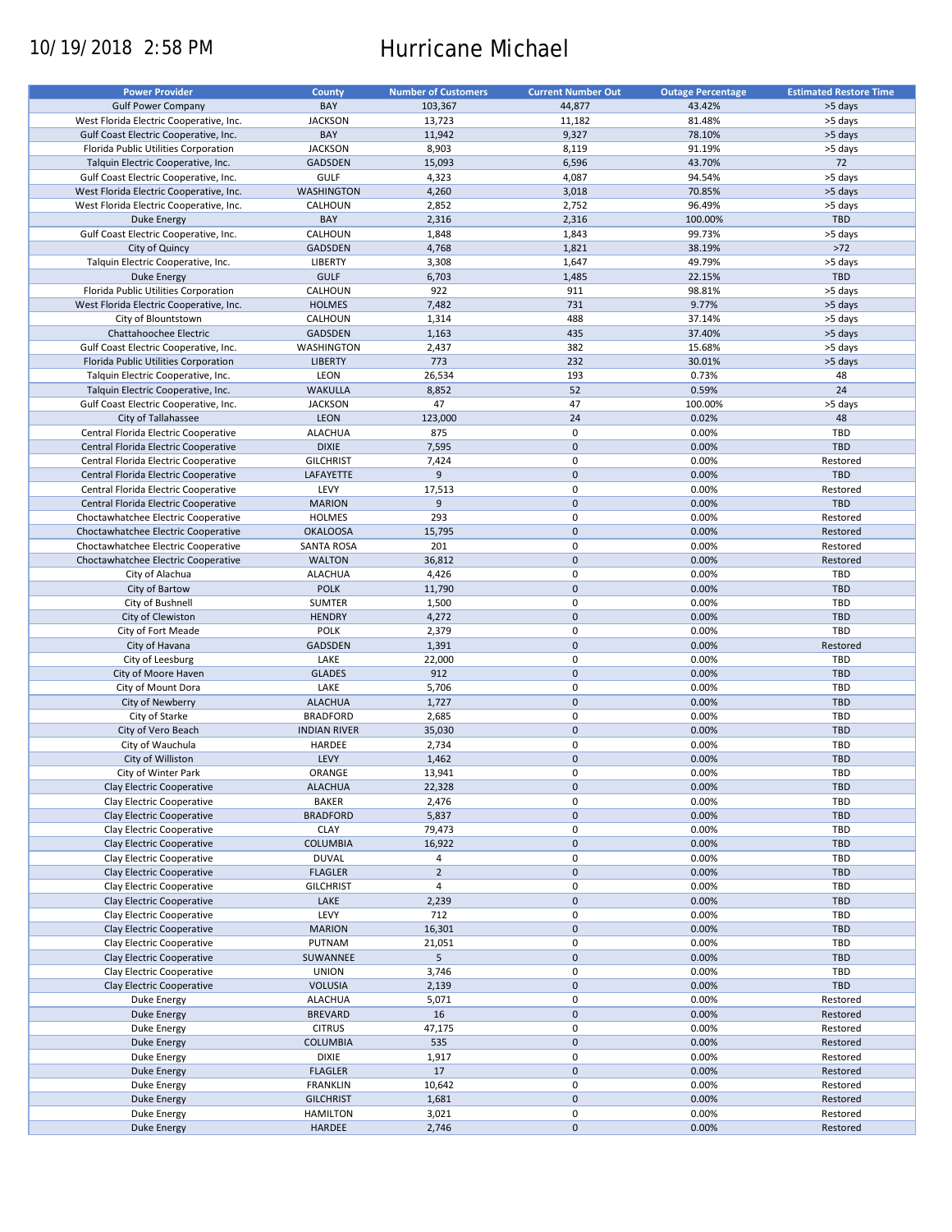10/19/2018 2:58 PM

# Hurricane Michael

| Power Provider | County | Number of Customers | Current Number Out | Outage Percentage | Estimated Restore Time |
|---|---|---|---|---|---|
| Gulf Power Company | BAY | 103,367 | 44,877 | 43.42% | >5 days |
| West Florida Electric Cooperative, Inc. | JACKSON | 13,723 | 11,182 | 81.48% | >5 days |
| Gulf Coast Electric Cooperative, Inc. | BAY | 11,942 | 9,327 | 78.10% | >5 days |
| Florida Public Utilities Corporation | JACKSON | 8,903 | 8,119 | 91.19% | >5 days |
| Talquin Electric Cooperative, Inc. | GADSDEN | 15,093 | 6,596 | 43.70% | 72 |
| Gulf Coast Electric Cooperative, Inc. | GULF | 4,323 | 4,087 | 94.54% | >5 days |
| West Florida Electric Cooperative, Inc. | WASHINGTON | 4,260 | 3,018 | 70.85% | >5 days |
| West Florida Electric Cooperative, Inc. | CALHOUN | 2,852 | 2,752 | 96.49% | >5 days |
| Duke Energy | BAY | 2,316 | 2,316 | 100.00% | TBD |
| Gulf Coast Electric Cooperative, Inc. | CALHOUN | 1,848 | 1,843 | 99.73% | >5 days |
| City of Quincy | GADSDEN | 4,768 | 1,821 | 38.19% | >72 |
| Talquin Electric Cooperative, Inc. | LIBERTY | 3,308 | 1,647 | 49.79% | >5 days |
| Duke Energy | GULF | 6,703 | 1,485 | 22.15% | TBD |
| Florida Public Utilities Corporation | CALHOUN | 922 | 911 | 98.81% | >5 days |
| West Florida Electric Cooperative, Inc. | HOLMES | 7,482 | 731 | 9.77% | >5 days |
| City of Blountstown | CALHOUN | 1,314 | 488 | 37.14% | >5 days |
| Chattahoochee Electric | GADSDEN | 1,163 | 435 | 37.40% | >5 days |
| Gulf Coast Electric Cooperative, Inc. | WASHINGTON | 2,437 | 382 | 15.68% | >5 days |
| Florida Public Utilities Corporation | LIBERTY | 773 | 232 | 30.01% | >5 days |
| Talquin Electric Cooperative, Inc. | LEON | 26,534 | 193 | 0.73% | 48 |
| Talquin Electric Cooperative, Inc. | WAKULLA | 8,852 | 52 | 0.59% | 24 |
| Gulf Coast Electric Cooperative, Inc. | JACKSON | 47 | 47 | 100.00% | >5 days |
| City of Tallahassee | LEON | 123,000 | 24 | 0.02% | 48 |
| Central Florida Electric Cooperative | ALACHUA | 875 | 0 | 0.00% | TBD |
| Central Florida Electric Cooperative | DIXIE | 7,595 | 0 | 0.00% | TBD |
| Central Florida Electric Cooperative | GILCHRIST | 7,424 | 0 | 0.00% | Restored |
| Central Florida Electric Cooperative | LAFAYETTE | 9 | 0 | 0.00% | TBD |
| Central Florida Electric Cooperative | LEVY | 17,513 | 0 | 0.00% | Restored |
| Central Florida Electric Cooperative | MARION | 9 | 0 | 0.00% | TBD |
| Choctawhatchee Electric Cooperative | HOLMES | 293 | 0 | 0.00% | Restored |
| Choctawhatchee Electric Cooperative | OKALOOSA | 15,795 | 0 | 0.00% | Restored |
| Choctawhatchee Electric Cooperative | SANTA ROSA | 201 | 0 | 0.00% | Restored |
| Choctawhatchee Electric Cooperative | WALTON | 36,812 | 0 | 0.00% | Restored |
| City of Alachua | ALACHUA | 4,426 | 0 | 0.00% | TBD |
| City of Bartow | POLK | 11,790 | 0 | 0.00% | TBD |
| City of Bushnell | SUMTER | 1,500 | 0 | 0.00% | TBD |
| City of Clewiston | HENDRY | 4,272 | 0 | 0.00% | TBD |
| City of Fort Meade | POLK | 2,379 | 0 | 0.00% | TBD |
| City of Havana | GADSDEN | 1,391 | 0 | 0.00% | Restored |
| City of Leesburg | LAKE | 22,000 | 0 | 0.00% | TBD |
| City of Moore Haven | GLADES | 912 | 0 | 0.00% | TBD |
| City of Mount Dora | LAKE | 5,706 | 0 | 0.00% | TBD |
| City of Newberry | ALACHUA | 1,727 | 0 | 0.00% | TBD |
| City of Starke | BRADFORD | 2,685 | 0 | 0.00% | TBD |
| City of Vero Beach | INDIAN RIVER | 35,030 | 0 | 0.00% | TBD |
| City of Wauchula | HARDEE | 2,734 | 0 | 0.00% | TBD |
| City of Williston | LEVY | 1,462 | 0 | 0.00% | TBD |
| City of Winter Park | ORANGE | 13,941 | 0 | 0.00% | TBD |
| Clay Electric Cooperative | ALACHUA | 22,328 | 0 | 0.00% | TBD |
| Clay Electric Cooperative | BAKER | 2,476 | 0 | 0.00% | TBD |
| Clay Electric Cooperative | BRADFORD | 5,837 | 0 | 0.00% | TBD |
| Clay Electric Cooperative | CLAY | 79,473 | 0 | 0.00% | TBD |
| Clay Electric Cooperative | COLUMBIA | 16,922 | 0 | 0.00% | TBD |
| Clay Electric Cooperative | DUVAL | 4 | 0 | 0.00% | TBD |
| Clay Electric Cooperative | FLAGLER | 2 | 0 | 0.00% | TBD |
| Clay Electric Cooperative | GILCHRIST | 4 | 0 | 0.00% | TBD |
| Clay Electric Cooperative | LAKE | 2,239 | 0 | 0.00% | TBD |
| Clay Electric Cooperative | LEVY | 712 | 0 | 0.00% | TBD |
| Clay Electric Cooperative | MARION | 16,301 | 0 | 0.00% | TBD |
| Clay Electric Cooperative | PUTNAM | 21,051 | 0 | 0.00% | TBD |
| Clay Electric Cooperative | SUWANNEE | 5 | 0 | 0.00% | TBD |
| Clay Electric Cooperative | UNION | 3,746 | 0 | 0.00% | TBD |
| Clay Electric Cooperative | VOLUSIA | 2,139 | 0 | 0.00% | TBD |
| Duke Energy | ALACHUA | 5,071 | 0 | 0.00% | Restored |
| Duke Energy | BREVARD | 16 | 0 | 0.00% | Restored |
| Duke Energy | CITRUS | 47,175 | 0 | 0.00% | Restored |
| Duke Energy | COLUMBIA | 535 | 0 | 0.00% | Restored |
| Duke Energy | DIXIE | 1,917 | 0 | 0.00% | Restored |
| Duke Energy | FLAGLER | 17 | 0 | 0.00% | Restored |
| Duke Energy | FRANKLIN | 10,642 | 0 | 0.00% | Restored |
| Duke Energy | GILCHRIST | 1,681 | 0 | 0.00% | Restored |
| Duke Energy | HAMILTON | 3,021 | 0 | 0.00% | Restored |
| Duke Energy | HARDEE | 2,746 | 0 | 0.00% | Restored |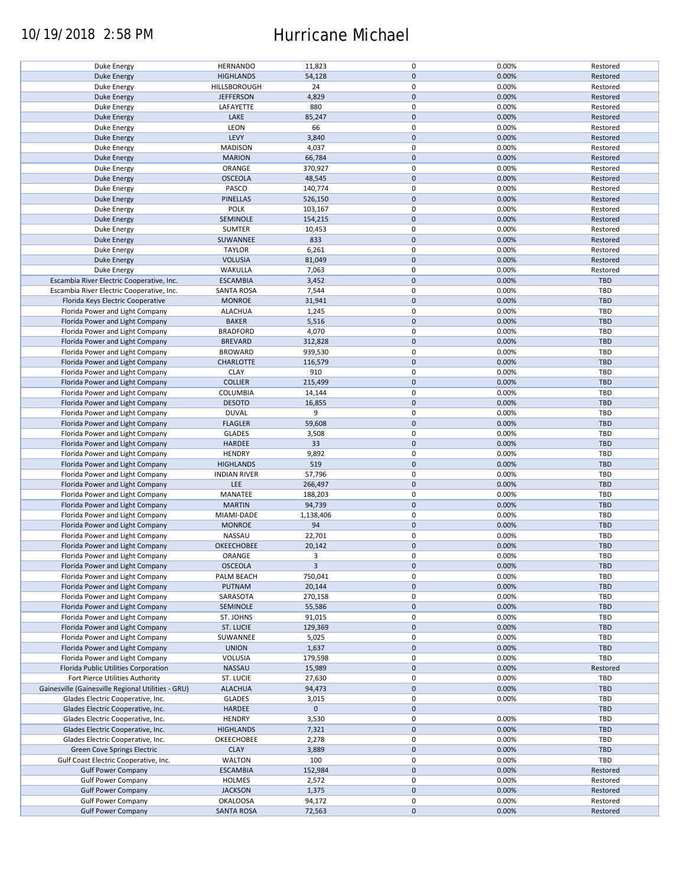| | | | | | |
|---|---|---|---|---|---|
| Duke Energy | HERNANDO | 11,823 | 0 | 0.00% | Restored |
| Duke Energy | HIGHLANDS | 54,128 | 0 | 0.00% | Restored |
| Duke Energy | HILLSBOROUGH | 24 | 0 | 0.00% | Restored |
| Duke Energy | JEFFERSON | 4,829 | 0 | 0.00% | Restored |
| Duke Energy | LAFAYETTE | 880 | 0 | 0.00% | Restored |
| Duke Energy | LAKE | 85,247 | 0 | 0.00% | Restored |
| Duke Energy | LEON | 66 | 0 | 0.00% | Restored |
| Duke Energy | LEVY | 3,840 | 0 | 0.00% | Restored |
| Duke Energy | MADISON | 4,037 | 0 | 0.00% | Restored |
| Duke Energy | MARION | 66,784 | 0 | 0.00% | Restored |
| Duke Energy | ORANGE | 370,927 | 0 | 0.00% | Restored |
| Duke Energy | OSCEOLA | 48,545 | 0 | 0.00% | Restored |
| Duke Energy | PASCO | 140,774 | 0 | 0.00% | Restored |
| Duke Energy | PINELLAS | 526,150 | 0 | 0.00% | Restored |
| Duke Energy | POLK | 103,167 | 0 | 0.00% | Restored |
| Duke Energy | SEMINOLE | 154,215 | 0 | 0.00% | Restored |
| Duke Energy | SUMTER | 10,453 | 0 | 0.00% | Restored |
| Duke Energy | SUWANNEE | 833 | 0 | 0.00% | Restored |
| Duke Energy | TAYLOR | 6,261 | 0 | 0.00% | Restored |
| Duke Energy | VOLUSIA | 81,049 | 0 | 0.00% | Restored |
| Duke Energy | WAKULLA | 7,063 | 0 | 0.00% | Restored |
| Escambia River Electric Cooperative, Inc. | ESCAMBIA | 3,452 | 0 | 0.00% | TBD |
| Escambia River Electric Cooperative, Inc. | SANTA ROSA | 7,544 | 0 | 0.00% | TBD |
| Florida Keys Electric Cooperative | MONROE | 31,941 | 0 | 0.00% | TBD |
| Florida Power and Light Company | ALACHUA | 1,245 | 0 | 0.00% | TBD |
| Florida Power and Light Company | BAKER | 5,516 | 0 | 0.00% | TBD |
| Florida Power and Light Company | BRADFORD | 4,070 | 0 | 0.00% | TBD |
| Florida Power and Light Company | BREVARD | 312,828 | 0 | 0.00% | TBD |
| Florida Power and Light Company | BROWARD | 939,530 | 0 | 0.00% | TBD |
| Florida Power and Light Company | CHARLOTTE | 116,579 | 0 | 0.00% | TBD |
| Florida Power and Light Company | CLAY | 910 | 0 | 0.00% | TBD |
| Florida Power and Light Company | COLLIER | 215,499 | 0 | 0.00% | TBD |
| Florida Power and Light Company | COLUMBIA | 14,144 | 0 | 0.00% | TBD |
| Florida Power and Light Company | DESOTO | 16,855 | 0 | 0.00% | TBD |
| Florida Power and Light Company | DUVAL | 9 | 0 | 0.00% | TBD |
| Florida Power and Light Company | FLAGLER | 59,608 | 0 | 0.00% | TBD |
| Florida Power and Light Company | GLADES | 3,508 | 0 | 0.00% | TBD |
| Florida Power and Light Company | HARDEE | 33 | 0 | 0.00% | TBD |
| Florida Power and Light Company | HENDRY | 9,892 | 0 | 0.00% | TBD |
| Florida Power and Light Company | HIGHLANDS | 519 | 0 | 0.00% | TBD |
| Florida Power and Light Company | INDIAN RIVER | 57,796 | 0 | 0.00% | TBD |
| Florida Power and Light Company | LEE | 266,497 | 0 | 0.00% | TBD |
| Florida Power and Light Company | MANATEE | 188,203 | 0 | 0.00% | TBD |
| Florida Power and Light Company | MARTIN | 94,739 | 0 | 0.00% | TBD |
| Florida Power and Light Company | MIAMI-DADE | 1,138,406 | 0 | 0.00% | TBD |
| Florida Power and Light Company | MONROE | 94 | 0 | 0.00% | TBD |
| Florida Power and Light Company | NASSAU | 22,701 | 0 | 0.00% | TBD |
| Florida Power and Light Company | OKEECHOBEE | 20,142 | 0 | 0.00% | TBD |
| Florida Power and Light Company | ORANGE | 3 | 0 | 0.00% | TBD |
| Florida Power and Light Company | OSCEOLA | 3 | 0 | 0.00% | TBD |
| Florida Power and Light Company | PALM BEACH | 750,041 | 0 | 0.00% | TBD |
| Florida Power and Light Company | PUTNAM | 20,144 | 0 | 0.00% | TBD |
| Florida Power and Light Company | SARASOTA | 270,158 | 0 | 0.00% | TBD |
| Florida Power and Light Company | SEMINOLE | 55,586 | 0 | 0.00% | TBD |
| Florida Power and Light Company | ST. JOHNS | 91,015 | 0 | 0.00% | TBD |
| Florida Power and Light Company | ST. LUCIE | 129,369 | 0 | 0.00% | TBD |
| Florida Power and Light Company | SUWANNEE | 5,025 | 0 | 0.00% | TBD |
| Florida Power and Light Company | UNION | 1,637 | 0 | 0.00% | TBD |
| Florida Power and Light Company | VOLUSIA | 179,598 | 0 | 0.00% | TBD |
| Florida Public Utilities Corporation | NASSAU | 15,989 | 0 | 0.00% | Restored |
| Fort Pierce Utilities Authority | ST. LUCIE | 27,630 | 0 | 0.00% | TBD |
| Gainesville (Gainesville Regional Utilities - GRU) | ALACHUA | 94,473 | 0 | 0.00% | TBD |
| Glades Electric Cooperative, Inc. | GLADES | 3,015 | 0 | 0.00% | TBD |
| Glades Electric Cooperative, Inc. | HARDEE | 0 | 0 | | TBD |
| Glades Electric Cooperative, Inc. | HENDRY | 3,530 | 0 | 0.00% | TBD |
| Glades Electric Cooperative, Inc. | HIGHLANDS | 7,321 | 0 | 0.00% | TBD |
| Glades Electric Cooperative, Inc. | OKEECHOBEE | 2,278 | 0 | 0.00% | TBD |
| Green Cove Springs Electric | CLAY | 3,889 | 0 | 0.00% | TBD |
| Gulf Coast Electric Cooperative, Inc. | WALTON | 100 | 0 | 0.00% | TBD |
| Gulf Power Company | ESCAMBIA | 152,984 | 0 | 0.00% | Restored |
| Gulf Power Company | HOLMES | 2,572 | 0 | 0.00% | Restored |
| Gulf Power Company | JACKSON | 1,375 | 0 | 0.00% | Restored |
| Gulf Power Company | OKALOOSA | 94,172 | 0 | 0.00% | Restored |
| Gulf Power Company | SANTA ROSA | 72,563 | 0 | 0.00% | Restored |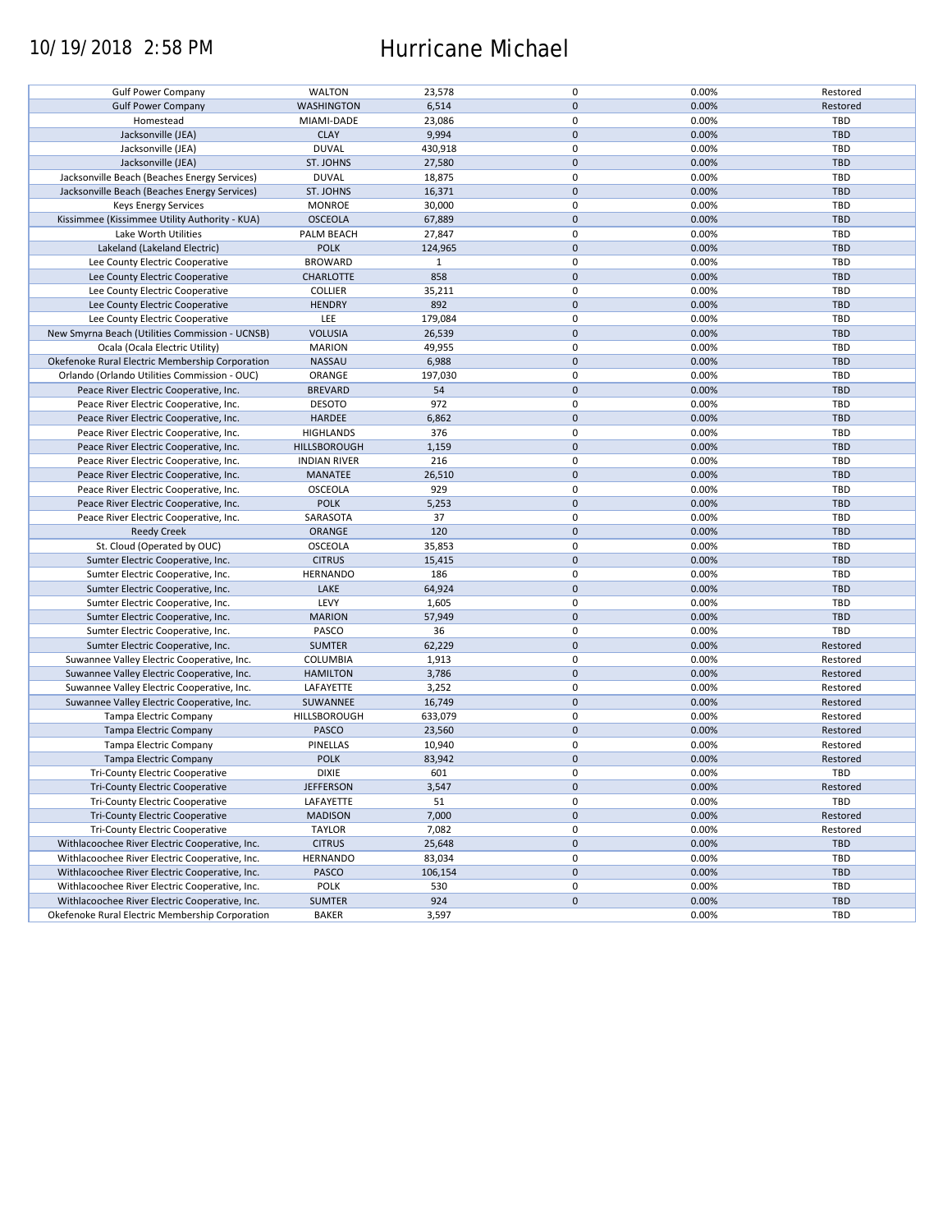| | | | | | |
|---|---|---|---|---|---|
| Gulf Power Company | WALTON | 23,578 | 0 | 0.00% | Restored |
| Gulf Power Company | WASHINGTON | 6,514 | 0 | 0.00% | Restored |
| Homestead | MIAMI-DADE | 23,086 | 0 | 0.00% | TBD |
| Jacksonville (JEA) | CLAY | 9,994 | 0 | 0.00% | TBD |
| Jacksonville (JEA) | DUVAL | 430,918 | 0 | 0.00% | TBD |
| Jacksonville (JEA) | ST. JOHNS | 27,580 | 0 | 0.00% | TBD |
| Jacksonville Beach (Beaches Energy Services) | DUVAL | 18,875 | 0 | 0.00% | TBD |
| Jacksonville Beach (Beaches Energy Services) | ST. JOHNS | 16,371 | 0 | 0.00% | TBD |
| Keys Energy Services | MONROE | 30,000 | 0 | 0.00% | TBD |
| Kissimmee (Kissimmee Utility Authority - KUA) | OSCEOLA | 67,889 | 0 | 0.00% | TBD |
| Lake Worth Utilities | PALM BEACH | 27,847 | 0 | 0.00% | TBD |
| Lakeland (Lakeland Electric) | POLK | 124,965 | 0 | 0.00% | TBD |
| Lee County Electric Cooperative | BROWARD | 1 | 0 | 0.00% | TBD |
| Lee County Electric Cooperative | CHARLOTTE | 858 | 0 | 0.00% | TBD |
| Lee County Electric Cooperative | COLLIER | 35,211 | 0 | 0.00% | TBD |
| Lee County Electric Cooperative | HENDRY | 892 | 0 | 0.00% | TBD |
| Lee County Electric Cooperative | LEE | 179,084 | 0 | 0.00% | TBD |
| New Smyrna Beach (Utilities Commission - UCNSB) | VOLUSIA | 26,539 | 0 | 0.00% | TBD |
| Ocala (Ocala Electric Utility) | MARION | 49,955 | 0 | 0.00% | TBD |
| Okefenoke Rural Electric Membership Corporation | NASSAU | 6,988 | 0 | 0.00% | TBD |
| Orlando (Orlando Utilities Commission - OUC) | ORANGE | 197,030 | 0 | 0.00% | TBD |
| Peace River Electric Cooperative, Inc. | BREVARD | 54 | 0 | 0.00% | TBD |
| Peace River Electric Cooperative, Inc. | DESOTO | 972 | 0 | 0.00% | TBD |
| Peace River Electric Cooperative, Inc. | HARDEE | 6,862 | 0 | 0.00% | TBD |
| Peace River Electric Cooperative, Inc. | HIGHLANDS | 376 | 0 | 0.00% | TBD |
| Peace River Electric Cooperative, Inc. | HILLSBOROUGH | 1,159 | 0 | 0.00% | TBD |
| Peace River Electric Cooperative, Inc. | INDIAN RIVER | 216 | 0 | 0.00% | TBD |
| Peace River Electric Cooperative, Inc. | MANATEE | 26,510 | 0 | 0.00% | TBD |
| Peace River Electric Cooperative, Inc. | OSCEOLA | 929 | 0 | 0.00% | TBD |
| Peace River Electric Cooperative, Inc. | POLK | 5,253 | 0 | 0.00% | TBD |
| Peace River Electric Cooperative, Inc. | SARASOTA | 37 | 0 | 0.00% | TBD |
| Reedy Creek | ORANGE | 120 | 0 | 0.00% | TBD |
| St. Cloud (Operated by OUC) | OSCEOLA | 35,853 | 0 | 0.00% | TBD |
| Sumter Electric Cooperative, Inc. | CITRUS | 15,415 | 0 | 0.00% | TBD |
| Sumter Electric Cooperative, Inc. | HERNANDO | 186 | 0 | 0.00% | TBD |
| Sumter Electric Cooperative, Inc. | LAKE | 64,924 | 0 | 0.00% | TBD |
| Sumter Electric Cooperative, Inc. | LEVY | 1,605 | 0 | 0.00% | TBD |
| Sumter Electric Cooperative, Inc. | MARION | 57,949 | 0 | 0.00% | TBD |
| Sumter Electric Cooperative, Inc. | PASCO | 36 | 0 | 0.00% | TBD |
| Sumter Electric Cooperative, Inc. | SUMTER | 62,229 | 0 | 0.00% | Restored |
| Suwannee Valley Electric Cooperative, Inc. | COLUMBIA | 1,913 | 0 | 0.00% | Restored |
| Suwannee Valley Electric Cooperative, Inc. | HAMILTON | 3,786 | 0 | 0.00% | Restored |
| Suwannee Valley Electric Cooperative, Inc. | LAFAYETTE | 3,252 | 0 | 0.00% | Restored |
| Suwannee Valley Electric Cooperative, Inc. | SUWANNEE | 16,749 | 0 | 0.00% | Restored |
| Tampa Electric Company | HILLSBOROUGH | 633,079 | 0 | 0.00% | Restored |
| Tampa Electric Company | PASCO | 23,560 | 0 | 0.00% | Restored |
| Tampa Electric Company | PINELLAS | 10,940 | 0 | 0.00% | Restored |
| Tampa Electric Company | POLK | 83,942 | 0 | 0.00% | Restored |
| Tri-County Electric Cooperative | DIXIE | 601 | 0 | 0.00% | TBD |
| Tri-County Electric Cooperative | JEFFERSON | 3,547 | 0 | 0.00% | Restored |
| Tri-County Electric Cooperative | LAFAYETTE | 51 | 0 | 0.00% | TBD |
| Tri-County Electric Cooperative | MADISON | 7,000 | 0 | 0.00% | Restored |
| Tri-County Electric Cooperative | TAYLOR | 7,082 | 0 | 0.00% | Restored |
| Withlacoochee River Electric Cooperative, Inc. | CITRUS | 25,648 | 0 | 0.00% | TBD |
| Withlacoochee River Electric Cooperative, Inc. | HERNANDO | 83,034 | 0 | 0.00% | TBD |
| Withlacoochee River Electric Cooperative, Inc. | PASCO | 106,154 | 0 | 0.00% | TBD |
| Withlacoochee River Electric Cooperative, Inc. | POLK | 530 | 0 | 0.00% | TBD |
| Withlacoochee River Electric Cooperative, Inc. | SUMTER | 924 | 0 | 0.00% | TBD |
| Okefenoke Rural Electric Membership Corporation | BAKER | 3,597 | | 0.00% | TBD |